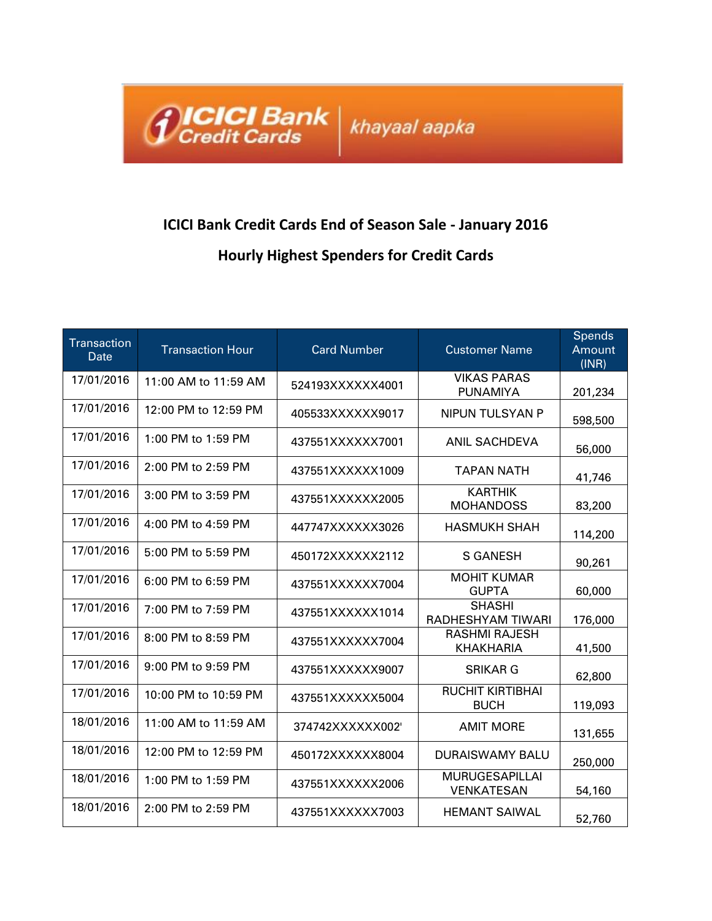ICICI Bank Credit Cards khayaal aapka

## ICICI Bank Credit Cards End of Season Sale - January 2016

## Hourly Highest Spenders for Credit Cards

| Transaction Date | Transaction Hour | Card Number | Customer Name | Spends Amount (INR) |
|---|---|---|---|---|
| 17/01/2016 | 11:00 AM to 11:59 AM | 524193XXXXXX4001 | VIKAS PARAS PUNAMIYA | 201,234 |
| 17/01/2016 | 12:00 PM to 12:59 PM | 405533XXXXXX9017 | NIPUN TULSYAN P | 598,500 |
| 17/01/2016 | 1:00 PM to 1:59 PM | 437551XXXXXX7001 | ANIL SACHDEVA | 56,000 |
| 17/01/2016 | 2:00 PM to 2:59 PM | 437551XXXXXX1009 | TAPAN NATH | 41,746 |
| 17/01/2016 | 3:00 PM to 3:59 PM | 437551XXXXXX2005 | KARTHIK MOHANDOSS | 83,200 |
| 17/01/2016 | 4:00 PM to 4:59 PM | 447747XXXXXX3026 | HASMUKH SHAH | 114,200 |
| 17/01/2016 | 5:00 PM to 5:59 PM | 450172XXXXXX2112 | S GANESH | 90,261 |
| 17/01/2016 | 6:00 PM to 6:59 PM | 437551XXXXXX7004 | MOHIT KUMAR GUPTA | 60,000 |
| 17/01/2016 | 7:00 PM to 7:59 PM | 437551XXXXXX1014 | SHASHI RADHESHYAM TIWARI | 176,000 |
| 17/01/2016 | 8:00 PM to 8:59 PM | 437551XXXXXX7004 | RASHMI RAJESH KHAKHARIA | 41,500 |
| 17/01/2016 | 9:00 PM to 9:59 PM | 437551XXXXXX9007 | SRIKAR G | 62,800 |
| 17/01/2016 | 10:00 PM to 10:59 PM | 437551XXXXXX5004 | RUCHIT KIRTIBHAI BUCH | 119,093 |
| 18/01/2016 | 11:00 AM to 11:59 AM | 374742XXXXXX002' | AMIT MORE | 131,655 |
| 18/01/2016 | 12:00 PM to 12:59 PM | 450172XXXXXX8004 | DURAISWAMY BALU | 250,000 |
| 18/01/2016 | 1:00 PM to 1:59 PM | 437551XXXXXX2006 | MURUGESAPILLAI VENKATESAN | 54,160 |
| 18/01/2016 | 2:00 PM to 2:59 PM | 437551XXXXXX7003 | HEMANT SAIWAL | 52,760 |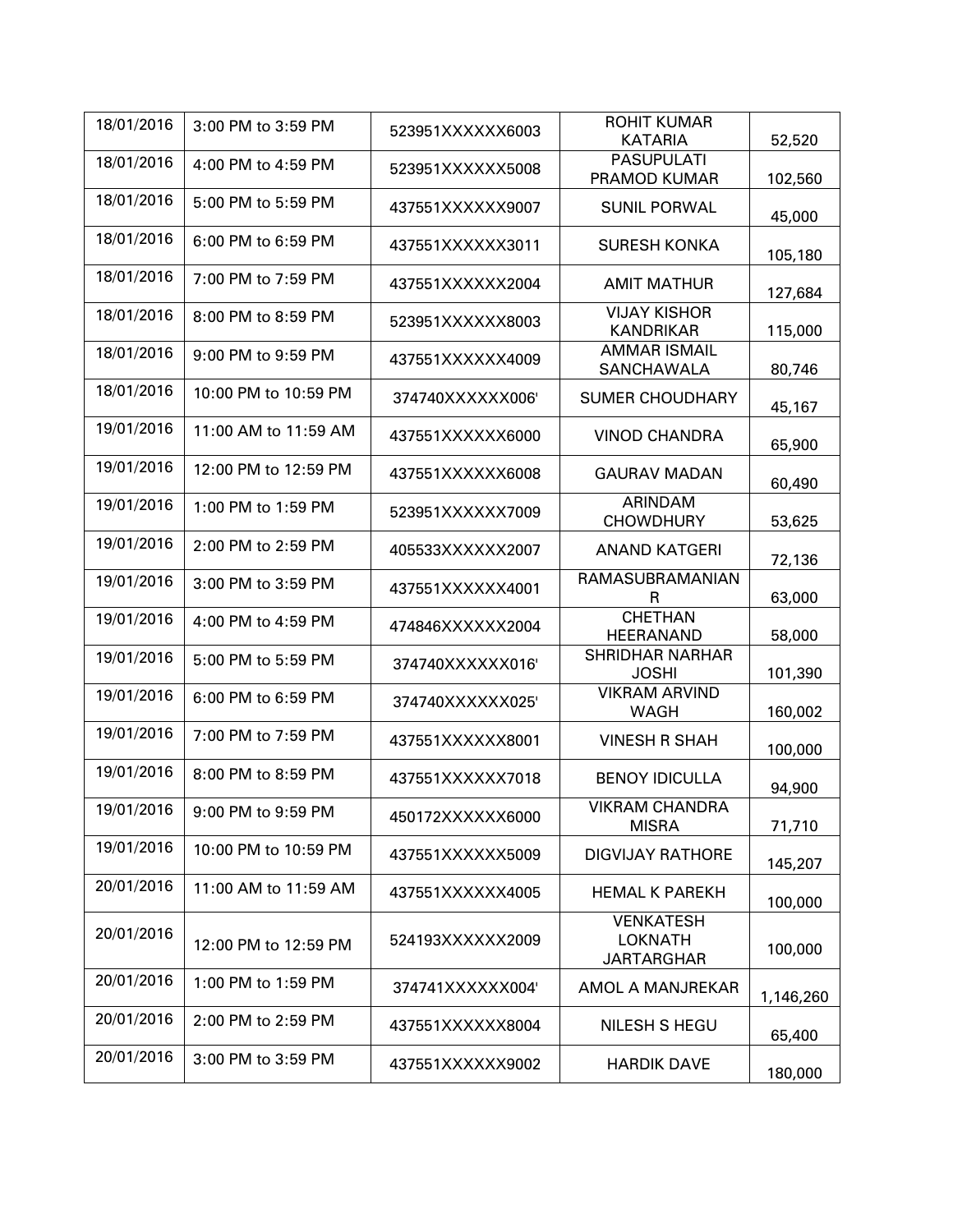| | | | | |
|---|---|---|---|---|
| 18/01/2016 | 3:00 PM to 3:59 PM | 523951XXXXXX6003 | ROHIT KUMAR KATARIA | 52,520 |
| 18/01/2016 | 4:00 PM to 4:59 PM | 523951XXXXXX5008 | PASUPULATI PRAMOD KUMAR | 102,560 |
| 18/01/2016 | 5:00 PM to 5:59 PM | 437551XXXXXX9007 | SUNIL PORWAL | 45,000 |
| 18/01/2016 | 6:00 PM to 6:59 PM | 437551XXXXXX3011 | SURESH KONKA | 105,180 |
| 18/01/2016 | 7:00 PM to 7:59 PM | 437551XXXXXX2004 | AMIT MATHUR | 127,684 |
| 18/01/2016 | 8:00 PM to 8:59 PM | 523951XXXXXX8003 | VIJAY KISHOR KANDRIKAR | 115,000 |
| 18/01/2016 | 9:00 PM to 9:59 PM | 437551XXXXXX4009 | AMMAR ISMAIL SANCHAWALA | 80,746 |
| 18/01/2016 | 10:00 PM to 10:59 PM | 374740XXXXXX006' | SUMER CHOUDHARY | 45,167 |
| 19/01/2016 | 11:00 AM to 11:59 AM | 437551XXXXXX6000 | VINOD CHANDRA | 65,900 |
| 19/01/2016 | 12:00 PM to 12:59 PM | 437551XXXXXX6008 | GAURAV MADAN | 60,490 |
| 19/01/2016 | 1:00 PM to 1:59 PM | 523951XXXXXX7009 | ARINDAM CHOWDHURY | 53,625 |
| 19/01/2016 | 2:00 PM to 2:59 PM | 405533XXXXXX2007 | ANAND KATGERI | 72,136 |
| 19/01/2016 | 3:00 PM to 3:59 PM | 437551XXXXXX4001 | RAMASUBRAMANIAN R | 63,000 |
| 19/01/2016 | 4:00 PM to 4:59 PM | 474846XXXXXX2004 | CHETHAN HEERANAND | 58,000 |
| 19/01/2016 | 5:00 PM to 5:59 PM | 374740XXXXXX016' | SHRIDHAR NARHAR JOSHI | 101,390 |
| 19/01/2016 | 6:00 PM to 6:59 PM | 374740XXXXXX025' | VIKRAM ARVIND WAGH | 160,002 |
| 19/01/2016 | 7:00 PM to 7:59 PM | 437551XXXXXX8001 | VINESH R SHAH | 100,000 |
| 19/01/2016 | 8:00 PM to 8:59 PM | 437551XXXXXX7018 | BENOY IDICULLA | 94,900 |
| 19/01/2016 | 9:00 PM to 9:59 PM | 450172XXXXXX6000 | VIKRAM CHANDRA MISRA | 71,710 |
| 19/01/2016 | 10:00 PM to 10:59 PM | 437551XXXXXX5009 | DIGVIJAY RATHORE | 145,207 |
| 20/01/2016 | 11:00 AM to 11:59 AM | 437551XXXXXX4005 | HEMAL K PAREKH | 100,000 |
| 20/01/2016 | 12:00 PM to 12:59 PM | 524193XXXXXX2009 | VENKATESH LOKNATH JARTARGHAR | 100,000 |
| 20/01/2016 | 1:00 PM to 1:59 PM | 374741XXXXXX004' | AMOL A MANJREKAR | 1,146,260 |
| 20/01/2016 | 2:00 PM to 2:59 PM | 437551XXXXXX8004 | NILESH S HEGU | 65,400 |
| 20/01/2016 | 3:00 PM to 3:59 PM | 437551XXXXXX9002 | HARDIK DAVE | 180,000 |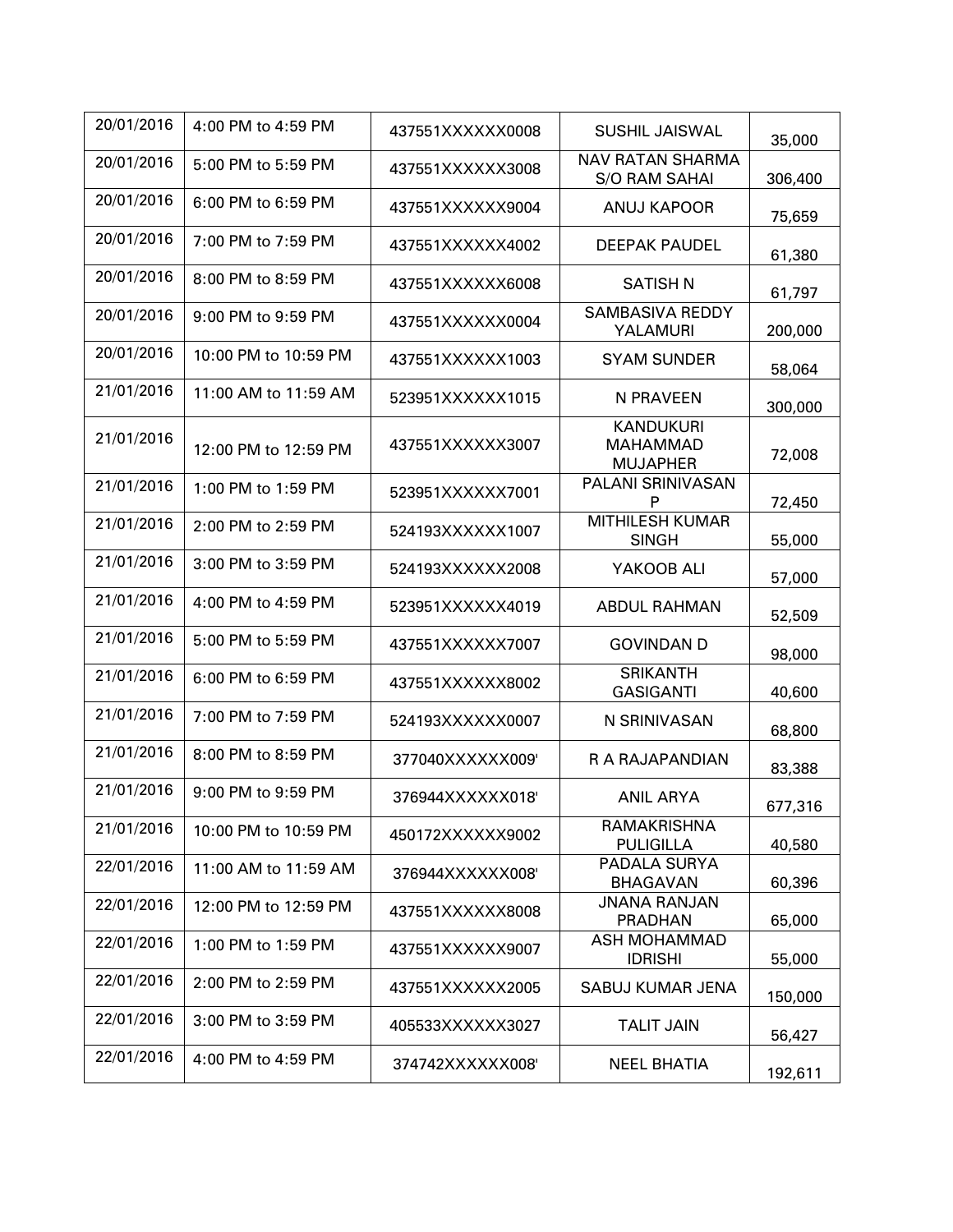| | | | | |
|---|---|---|---|---|
| 20/01/2016 | 4:00 PM to 4:59 PM | 437551XXXXXX0008 | SUSHIL JAISWAL | 35,000 |
| 20/01/2016 | 5:00 PM to 5:59 PM | 437551XXXXXX3008 | NAV RATAN SHARMA S/O RAM SAHAI | 306,400 |
| 20/01/2016 | 6:00 PM to 6:59 PM | 437551XXXXXX9004 | ANUJ KAPOOR | 75,659 |
| 20/01/2016 | 7:00 PM to 7:59 PM | 437551XXXXXX4002 | DEEPAK PAUDEL | 61,380 |
| 20/01/2016 | 8:00 PM to 8:59 PM | 437551XXXXXX6008 | SATISH N | 61,797 |
| 20/01/2016 | 9:00 PM to 9:59 PM | 437551XXXXXX0004 | SAMBASIVA REDDY YALAMURI | 200,000 |
| 20/01/2016 | 10:00 PM to 10:59 PM | 437551XXXXXX1003 | SYAM SUNDER | 58,064 |
| 21/01/2016 | 11:00 AM to 11:59 AM | 523951XXXXXX1015 | N PRAVEEN | 300,000 |
| 21/01/2016 | 12:00 PM to 12:59 PM | 437551XXXXXX3007 | KANDUKURI MAHAMMAD MUJAPHER | 72,008 |
| 21/01/2016 | 1:00 PM to 1:59 PM | 523951XXXXXX7001 | PALANI SRINIVASAN P | 72,450 |
| 21/01/2016 | 2:00 PM to 2:59 PM | 524193XXXXXX1007 | MITHILESH KUMAR SINGH | 55,000 |
| 21/01/2016 | 3:00 PM to 3:59 PM | 524193XXXXXX2008 | YAKOOB ALI | 57,000 |
| 21/01/2016 | 4:00 PM to 4:59 PM | 523951XXXXXX4019 | ABDUL RAHMAN | 52,509 |
| 21/01/2016 | 5:00 PM to 5:59 PM | 437551XXXXXX7007 | GOVINDAN D | 98,000 |
| 21/01/2016 | 6:00 PM to 6:59 PM | 437551XXXXXX8002 | SRIKANTH GASIGANTI | 40,600 |
| 21/01/2016 | 7:00 PM to 7:59 PM | 524193XXXXXX0007 | N SRINIVASAN | 68,800 |
| 21/01/2016 | 8:00 PM to 8:59 PM | 377040XXXXXX009' | R A RAJAPANDIAN | 83,388 |
| 21/01/2016 | 9:00 PM to 9:59 PM | 376944XXXXXX018' | ANIL ARYA | 677,316 |
| 21/01/2016 | 10:00 PM to 10:59 PM | 450172XXXXXX9002 | RAMAKRISHNA PULIGILLA | 40,580 |
| 22/01/2016 | 11:00 AM to 11:59 AM | 376944XXXXXX008' | PADALA SURYA BHAGAVAN | 60,396 |
| 22/01/2016 | 12:00 PM to 12:59 PM | 437551XXXXXX8008 | JNANA RANJAN PRADHAN | 65,000 |
| 22/01/2016 | 1:00 PM to 1:59 PM | 437551XXXXXX9007 | ASH MOHAMMAD IDRISHI | 55,000 |
| 22/01/2016 | 2:00 PM to 2:59 PM | 437551XXXXXX2005 | SABUJ KUMAR JENA | 150,000 |
| 22/01/2016 | 3:00 PM to 3:59 PM | 405533XXXXXX3027 | TALIT JAIN | 56,427 |
| 22/01/2016 | 4:00 PM to 4:59 PM | 374742XXXXXX008' | NEEL BHATIA | 192,611 |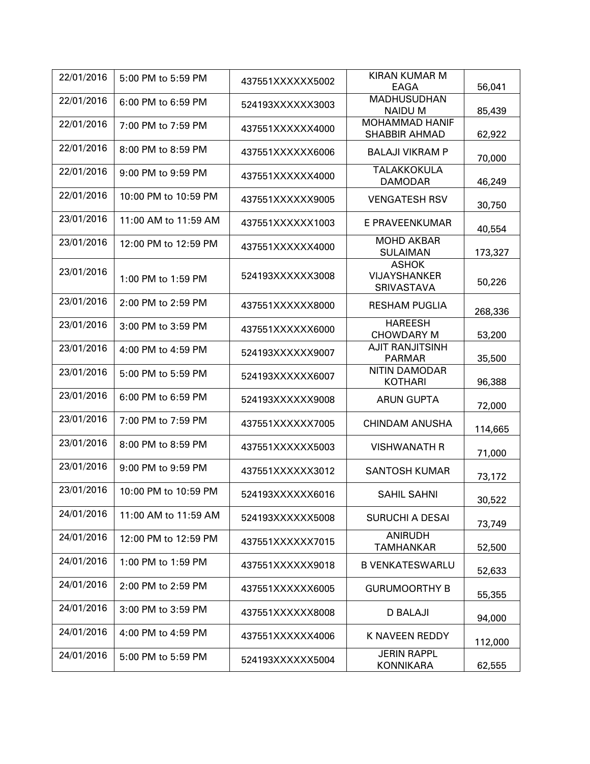| 22/01/2016 | 5:00 PM to 5:59 PM | 437551XXXXXX5002 | KIRAN KUMAR M EAGA | 56,041 |
|---|---|---|---|---|
| 22/01/2016 | 6:00 PM to 6:59 PM | 524193XXXXXX3003 | MADHUSUDHAN NAIDU M | 85,439 |
| 22/01/2016 | 7:00 PM to 7:59 PM | 437551XXXXXX4000 | MOHAMMAD HANIF SHABBIR AHMAD | 62,922 |
| 22/01/2016 | 8:00 PM to 8:59 PM | 437551XXXXXX6006 | BALAJI VIKRAM P | 70,000 |
| 22/01/2016 | 9:00 PM to 9:59 PM | 437551XXXXXX4000 | TALAKKOKULA DAMODAR | 46,249 |
| 22/01/2016 | 10:00 PM to 10:59 PM | 437551XXXXXX9005 | VENGATESH RSV | 30,750 |
| 23/01/2016 | 11:00 AM to 11:59 AM | 437551XXXXXX1003 | E PRAVEENKUMAR | 40,554 |
| 23/01/2016 | 12:00 PM to 12:59 PM | 437551XXXXXX4000 | MOHD AKBAR SULAIMAN | 173,327 |
| 23/01/2016 | 1:00 PM to 1:59 PM | 524193XXXXXX3008 | ASHOK VIJAYSHANKER SRIVASTAVA | 50,226 |
| 23/01/2016 | 2:00 PM to 2:59 PM | 437551XXXXXX8000 | RESHAM PUGLIA | 268,336 |
| 23/01/2016 | 3:00 PM to 3:59 PM | 437551XXXXXX6000 | HAREESH CHOWDARY M | 53,200 |
| 23/01/2016 | 4:00 PM to 4:59 PM | 524193XXXXXX9007 | AJIT RANJITSINH PARMAR | 35,500 |
| 23/01/2016 | 5:00 PM to 5:59 PM | 524193XXXXXX6007 | NITIN DAMODAR KOTHARI | 96,388 |
| 23/01/2016 | 6:00 PM to 6:59 PM | 524193XXXXXX9008 | ARUN GUPTA | 72,000 |
| 23/01/2016 | 7:00 PM to 7:59 PM | 437551XXXXXX7005 | CHINDAM ANUSHA | 114,665 |
| 23/01/2016 | 8:00 PM to 8:59 PM | 437551XXXXXX5003 | VISHWANATH R | 71,000 |
| 23/01/2016 | 9:00 PM to 9:59 PM | 437551XXXXXX3012 | SANTOSH KUMAR | 73,172 |
| 23/01/2016 | 10:00 PM to 10:59 PM | 524193XXXXXX6016 | SAHIL SAHNI | 30,522 |
| 24/01/2016 | 11:00 AM to 11:59 AM | 524193XXXXXX5008 | SURUCHI A DESAI | 73,749 |
| 24/01/2016 | 12:00 PM to 12:59 PM | 437551XXXXXX7015 | ANIRUDH TAMHANKAR | 52,500 |
| 24/01/2016 | 1:00 PM to 1:59 PM | 437551XXXXXX9018 | B VENKATESWARLU | 52,633 |
| 24/01/2016 | 2:00 PM to 2:59 PM | 437551XXXXXX6005 | GURUMOORTHY B | 55,355 |
| 24/01/2016 | 3:00 PM to 3:59 PM | 437551XXXXXX8008 | D BALAJI | 94,000 |
| 24/01/2016 | 4:00 PM to 4:59 PM | 437551XXXXXX4006 | K NAVEEN REDDY | 112,000 |
| 24/01/2016 | 5:00 PM to 5:59 PM | 524193XXXXXX5004 | JERIN RAPPL KONNIKARA | 62,555 |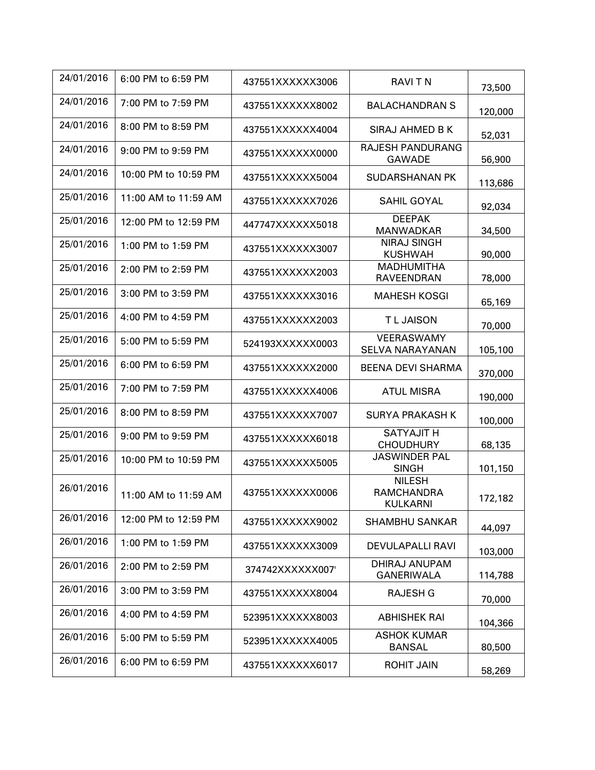| | | | | |
|---|---|---|---|---|
| 24/01/2016 | 6:00 PM to 6:59 PM | 437551XXXXXX3006 | RAVI T N | 73,500 |
| 24/01/2016 | 7:00 PM to 7:59 PM | 437551XXXXXX8002 | BALACHANDRAN S | 120,000 |
| 24/01/2016 | 8:00 PM to 8:59 PM | 437551XXXXXX4004 | SIRAJ AHMED B K | 52,031 |
| 24/01/2016 | 9:00 PM to 9:59 PM | 437551XXXXXX0000 | RAJESH PANDURANG GAWADE | 56,900 |
| 24/01/2016 | 10:00 PM to 10:59 PM | 437551XXXXXX5004 | SUDARSHANAN PK | 113,686 |
| 25/01/2016 | 11:00 AM to 11:59 AM | 437551XXXXXX7026 | SAHIL GOYAL | 92,034 |
| 25/01/2016 | 12:00 PM to 12:59 PM | 447747XXXXXX5018 | DEEPAK MANWADKAR | 34,500 |
| 25/01/2016 | 1:00 PM to 1:59 PM | 437551XXXXXX3007 | NIRAJ SINGH KUSHWAH | 90,000 |
| 25/01/2016 | 2:00 PM to 2:59 PM | 437551XXXXXX2003 | MADHUMITHA RAVEENDRAN | 78,000 |
| 25/01/2016 | 3:00 PM to 3:59 PM | 437551XXXXXX3016 | MAHESH KOSGI | 65,169 |
| 25/01/2016 | 4:00 PM to 4:59 PM | 437551XXXXXX2003 | T L JAISON | 70,000 |
| 25/01/2016 | 5:00 PM to 5:59 PM | 524193XXXXXX0003 | VEERASWAMY SELVA NARAYANAN | 105,100 |
| 25/01/2016 | 6:00 PM to 6:59 PM | 437551XXXXXX2000 | BEENA DEVI SHARMA | 370,000 |
| 25/01/2016 | 7:00 PM to 7:59 PM | 437551XXXXXX4006 | ATUL MISRA | 190,000 |
| 25/01/2016 | 8:00 PM to 8:59 PM | 437551XXXXXX7007 | SURYA PRAKASH K | 100,000 |
| 25/01/2016 | 9:00 PM to 9:59 PM | 437551XXXXXX6018 | SATYAJIT H CHOUDHURY | 68,135 |
| 25/01/2016 | 10:00 PM to 10:59 PM | 437551XXXXXX5005 | JASWINDER PAL SINGH | 101,150 |
| 26/01/2016 | 11:00 AM to 11:59 AM | 437551XXXXXX0006 | NILESH RAMCHANDRA KULKARNI | 172,182 |
| 26/01/2016 | 12:00 PM to 12:59 PM | 437551XXXXXX9002 | SHAMBHU SANKAR | 44,097 |
| 26/01/2016 | 1:00 PM to 1:59 PM | 437551XXXXXX3009 | DEVULAPALLI RAVI | 103,000 |
| 26/01/2016 | 2:00 PM to 2:59 PM | 374742XXXXXX007' | DHIRAJ ANUPAM GANERIWALA | 114,788 |
| 26/01/2016 | 3:00 PM to 3:59 PM | 437551XXXXXX8004 | RAJESH G | 70,000 |
| 26/01/2016 | 4:00 PM to 4:59 PM | 523951XXXXXX8003 | ABHISHEK RAI | 104,366 |
| 26/01/2016 | 5:00 PM to 5:59 PM | 523951XXXXXX4005 | ASHOK KUMAR BANSAL | 80,500 |
| 26/01/2016 | 6:00 PM to 6:59 PM | 437551XXXXXX6017 | ROHIT JAIN | 58,269 |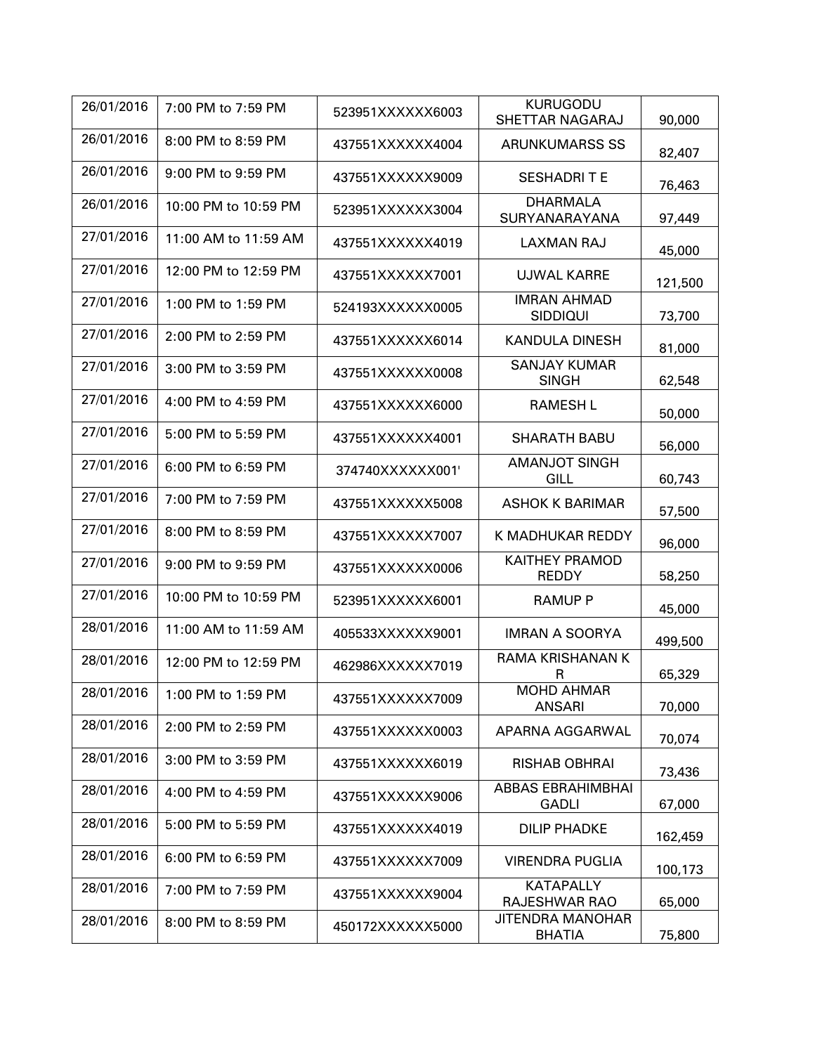| 26/01/2016 | 7:00 PM to 7:59 PM | 523951XXXXXX6003 | KURUGODU SHETTAR NAGARAJ | 90,000 |
|---|---|---|---|---|
| 26/01/2016 | 8:00 PM to 8:59 PM | 437551XXXXXX4004 | ARUNKUMARSS SS | 82,407 |
| 26/01/2016 | 9:00 PM to 9:59 PM | 437551XXXXXX9009 | SESHADRI T E | 76,463 |
| 26/01/2016 | 10:00 PM to 10:59 PM | 523951XXXXXX3004 | DHARMALA SURYANARAYANA | 97,449 |
| 27/01/2016 | 11:00 AM to 11:59 AM | 437551XXXXXX4019 | LAXMAN RAJ | 45,000 |
| 27/01/2016 | 12:00 PM to 12:59 PM | 437551XXXXXX7001 | UJWAL KARRE | 121,500 |
| 27/01/2016 | 1:00 PM to 1:59 PM | 524193XXXXXX0005 | IMRAN AHMAD SIDDIQUI | 73,700 |
| 27/01/2016 | 2:00 PM to 2:59 PM | 437551XXXXXX6014 | KANDULA DINESH | 81,000 |
| 27/01/2016 | 3:00 PM to 3:59 PM | 437551XXXXXX0008 | SANJAY KUMAR SINGH | 62,548 |
| 27/01/2016 | 4:00 PM to 4:59 PM | 437551XXXXXX6000 | RAMESH L | 50,000 |
| 27/01/2016 | 5:00 PM to 5:59 PM | 437551XXXXXX4001 | SHARATH BABU | 56,000 |
| 27/01/2016 | 6:00 PM to 6:59 PM | 374740XXXXXX001' | AMANJOT SINGH GILL | 60,743 |
| 27/01/2016 | 7:00 PM to 7:59 PM | 437551XXXXXX5008 | ASHOK K BARIMAR | 57,500 |
| 27/01/2016 | 8:00 PM to 8:59 PM | 437551XXXXXX7007 | K MADHUKAR REDDY | 96,000 |
| 27/01/2016 | 9:00 PM to 9:59 PM | 437551XXXXXX0006 | KAITHEY PRAMOD REDDY | 58,250 |
| 27/01/2016 | 10:00 PM to 10:59 PM | 523951XXXXXX6001 | RAMUP P | 45,000 |
| 28/01/2016 | 11:00 AM to 11:59 AM | 405533XXXXXX9001 | IMRAN A SOORYA | 499,500 |
| 28/01/2016 | 12:00 PM to 12:59 PM | 462986XXXXXX7019 | RAMA KRISHANAN K R | 65,329 |
| 28/01/2016 | 1:00 PM to 1:59 PM | 437551XXXXXX7009 | MOHD AHMAR ANSARI | 70,000 |
| 28/01/2016 | 2:00 PM to 2:59 PM | 437551XXXXXX0003 | APARNA AGGARWAL | 70,074 |
| 28/01/2016 | 3:00 PM to 3:59 PM | 437551XXXXXX6019 | RISHAB OBHRAI | 73,436 |
| 28/01/2016 | 4:00 PM to 4:59 PM | 437551XXXXXX9006 | ABBAS EBRAHIMBHAI GADLI | 67,000 |
| 28/01/2016 | 5:00 PM to 5:59 PM | 437551XXXXXX4019 | DILIP PHADKE | 162,459 |
| 28/01/2016 | 6:00 PM to 6:59 PM | 437551XXXXXX7009 | VIRENDRA PUGLIA | 100,173 |
| 28/01/2016 | 7:00 PM to 7:59 PM | 437551XXXXXX9004 | KATAPALLY RAJESHWAR RAO | 65,000 |
| 28/01/2016 | 8:00 PM to 8:59 PM | 450172XXXXXX5000 | JITENDRA MANOHAR BHATIA | 75,800 |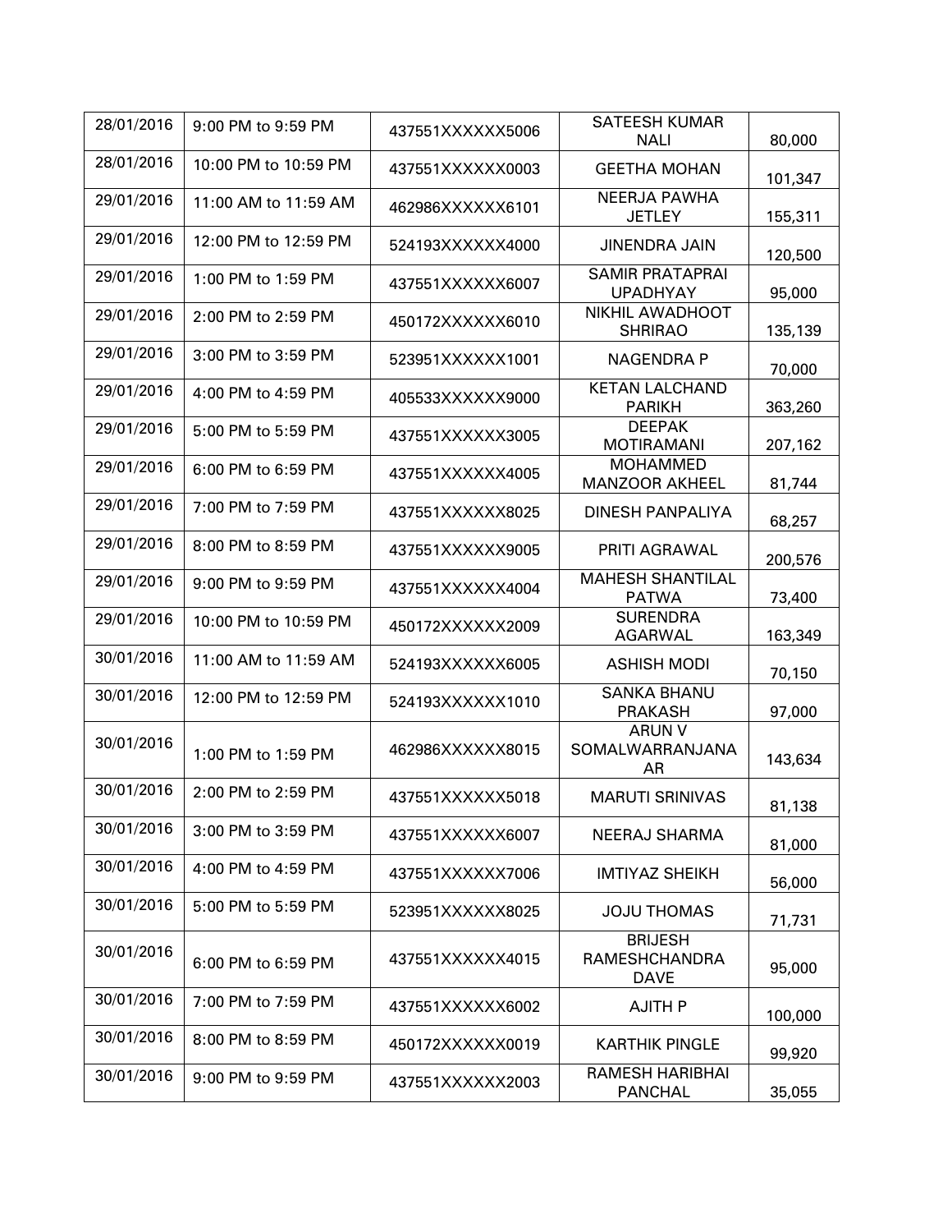| 28/01/2016 | 9:00 PM to 9:59 PM | 437551XXXXXX5006 | SATEESH KUMAR NALI | 80,000 |
|---|---|---|---|---|
| 28/01/2016 | 10:00 PM to 10:59 PM | 437551XXXXXX0003 | GEETHA MOHAN | 101,347 |
| 29/01/2016 | 11:00 AM to 11:59 AM | 462986XXXXXX6101 | NEERJA PAWHA JETLEY | 155,311 |
| 29/01/2016 | 12:00 PM to 12:59 PM | 524193XXXXXX4000 | JINENDRA JAIN | 120,500 |
| 29/01/2016 | 1:00 PM to 1:59 PM | 437551XXXXXX6007 | SAMIR PRATAPRAI UPADHYAY | 95,000 |
| 29/01/2016 | 2:00 PM to 2:59 PM | 450172XXXXXX6010 | NIKHIL AWADHOOT SHRIRAO | 135,139 |
| 29/01/2016 | 3:00 PM to 3:59 PM | 523951XXXXXX1001 | NAGENDRA P | 70,000 |
| 29/01/2016 | 4:00 PM to 4:59 PM | 405533XXXXXX9000 | KETAN LALCHAND PARIKH | 363,260 |
| 29/01/2016 | 5:00 PM to 5:59 PM | 437551XXXXXX3005 | DEEPAK MOTIRAMANI | 207,162 |
| 29/01/2016 | 6:00 PM to 6:59 PM | 437551XXXXXX4005 | MOHAMMED MANZOOR AKHEEL | 81,744 |
| 29/01/2016 | 7:00 PM to 7:59 PM | 437551XXXXXX8025 | DINESH PANPALIYA | 68,257 |
| 29/01/2016 | 8:00 PM to 8:59 PM | 437551XXXXXX9005 | PRITI AGRAWAL | 200,576 |
| 29/01/2016 | 9:00 PM to 9:59 PM | 437551XXXXXX4004 | MAHESH SHANTILAL PATWA | 73,400 |
| 29/01/2016 | 10:00 PM to 10:59 PM | 450172XXXXXX2009 | SURENDRA AGARWAL | 163,349 |
| 30/01/2016 | 11:00 AM to 11:59 AM | 524193XXXXXX6005 | ASHISH MODI | 70,150 |
| 30/01/2016 | 12:00 PM to 12:59 PM | 524193XXXXXX1010 | SANKA BHANU PRAKASH | 97,000 |
| 30/01/2016 | 1:00 PM to 1:59 PM | 462986XXXXXX8015 | ARUN V SOMALWARRANJANA AR | 143,634 |
| 30/01/2016 | 2:00 PM to 2:59 PM | 437551XXXXXX5018 | MARUTI SRINIVAS | 81,138 |
| 30/01/2016 | 3:00 PM to 3:59 PM | 437551XXXXXX6007 | NEERAJ SHARMA | 81,000 |
| 30/01/2016 | 4:00 PM to 4:59 PM | 437551XXXXXX7006 | IMTIYAZ SHEIKH | 56,000 |
| 30/01/2016 | 5:00 PM to 5:59 PM | 523951XXXXXX8025 | JOJU THOMAS | 71,731 |
| 30/01/2016 | 6:00 PM to 6:59 PM | 437551XXXXXX4015 | BRIJESH RAMESHCHANDRA DAVE | 95,000 |
| 30/01/2016 | 7:00 PM to 7:59 PM | 437551XXXXXX6002 | AJITH P | 100,000 |
| 30/01/2016 | 8:00 PM to 8:59 PM | 450172XXXXXX0019 | KARTHIK PINGLE | 99,920 |
| 30/01/2016 | 9:00 PM to 9:59 PM | 437551XXXXXX2003 | RAMESH HARIBHAI PANCHAL | 35,055 |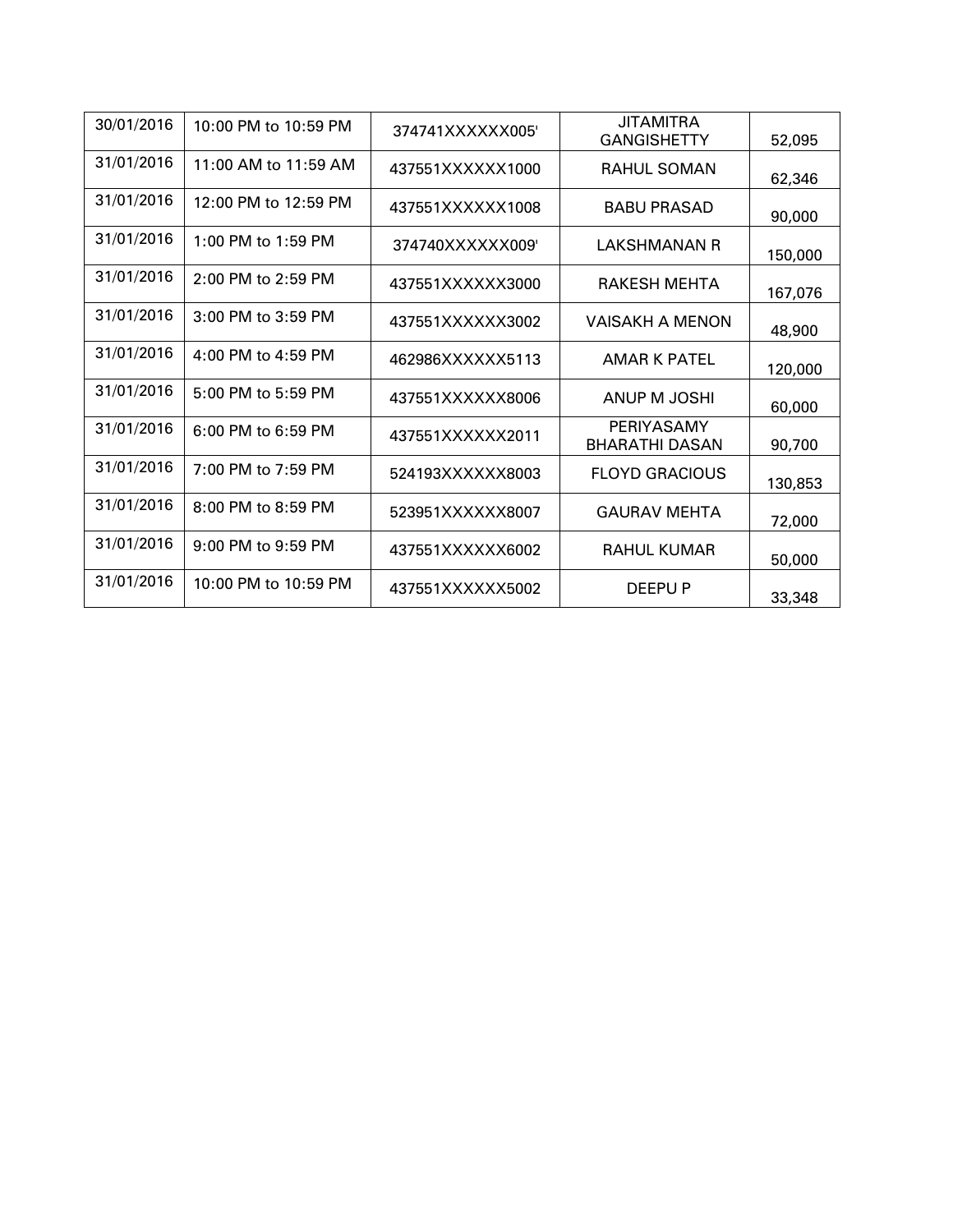| | | | | |
|---|---|---|---|---|
| 30/01/2016 | 10:00 PM to 10:59 PM | 374741XXXXXX005' | JITAMITRA GANGISHETTY | 52,095 |
| 31/01/2016 | 11:00 AM to 11:59 AM | 437551XXXXXX1000 | RAHUL SOMAN | 62,346 |
| 31/01/2016 | 12:00 PM to 12:59 PM | 437551XXXXXX1008 | BABU PRASAD | 90,000 |
| 31/01/2016 | 1:00 PM to 1:59 PM | 374740XXXXXX009' | LAKSHMANAN R | 150,000 |
| 31/01/2016 | 2:00 PM to 2:59 PM | 437551XXXXXX3000 | RAKESH MEHTA | 167,076 |
| 31/01/2016 | 3:00 PM to 3:59 PM | 437551XXXXXX3002 | VAISAKH A MENON | 48,900 |
| 31/01/2016 | 4:00 PM to 4:59 PM | 462986XXXXXX5113 | AMAR K PATEL | 120,000 |
| 31/01/2016 | 5:00 PM to 5:59 PM | 437551XXXXXX8006 | ANUP M JOSHI | 60,000 |
| 31/01/2016 | 6:00 PM to 6:59 PM | 437551XXXXXX2011 | PERIYASAMY BHARATHI DASAN | 90,700 |
| 31/01/2016 | 7:00 PM to 7:59 PM | 524193XXXXXX8003 | FLOYD GRACIOUS | 130,853 |
| 31/01/2016 | 8:00 PM to 8:59 PM | 523951XXXXXX8007 | GAURAV MEHTA | 72,000 |
| 31/01/2016 | 9:00 PM to 9:59 PM | 437551XXXXXX6002 | RAHUL KUMAR | 50,000 |
| 31/01/2016 | 10:00 PM to 10:59 PM | 437551XXXXXX5002 | DEEPU P | 33,348 |